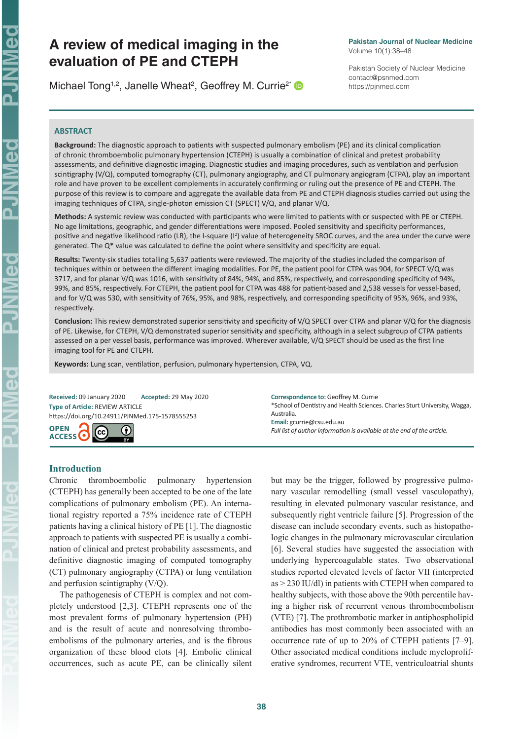# A review of medical imaging in the evaluation of PE and CTEPH

Michael Tong[1,2], Janelle Wheat[2], Geoffrey M. Currie[2*]

**Pakistan Journal of Nuclear Medicine**
Volume 10(1):38–48

Pakistan Society of Nuclear Medicine
contact@psnmed.com
https://pjnmed.com

## ABSTRACT

**Background:** The diagnostic approach to patients with suspected pulmonary embolism (PE) and its clinical complication of chronic thromboembolic pulmonary hypertension (CTEPH) is usually a combination of clinical and pretest probability assessments, and definitive diagnostic imaging. Diagnostic studies and imaging procedures, such as ventilation and perfusion scintigraphy (V/Q), computed tomography (CT), pulmonary angiography, and CT pulmonary angiogram (CTPA), play an important role and have proven to be excellent complements in accurately confirming or ruling out the presence of PE and CTEPH. The purpose of this review is to compare and aggregate the available data from PE and CTEPH diagnosis studies carried out using the imaging techniques of CTPA, single-photon emission CT (SPECT) V/Q, and planar V/Q.

**Methods:** A systemic review was conducted with participants who were limited to patients with or suspected with PE or CTEPH. No age limitations, geographic, and gender differentiations were imposed. Pooled sensitivity and specificity performances, positive and negative likelihood ratio (LR), the I-square ($I^2$) value of heterogeneity SROC curves, and the area under the curve were generated. The Q* value was calculated to define the point where sensitivity and specificity are equal.

**Results:** Twenty-six studies totalling 5,637 patients were reviewed. The majority of the studies included the comparison of techniques within or between the different imaging modalities. For PE, the patient pool for CTPA was 904, for SPECT V/Q was 3717, and for planar V/Q was 1016, with sensitivity of 84%, 94%, and 85%, respectively, and corresponding specificity of 94%, 99%, and 85%, respectively. For CTEPH, the patient pool for CTPA was 488 for patient-based and 2,538 vessels for vessel-based, and for V/Q was 530, with sensitivity of 76%, 95%, and 98%, respectively, and corresponding specificity of 95%, 96%, and 93%, respectively.

**Conclusion:** This review demonstrated superior sensitivity and specificity of V/Q SPECT over CTPA and planar V/Q for the diagnosis of PE. Likewise, for CTEPH, V/Q demonstrated superior sensitivity and specificity, although in a select subgroup of CTPA patients assessed on a per vessel basis, performance was improved. Wherever available, V/Q SPECT should be used as the first line imaging tool for PE and CTEPH.

**Keywords:** Lung scan, ventilation, perfusion, pulmonary hypertension, CTPA, VQ.

**Received:** 09 January 2020 **Accepted:** 29 May 2020
**Type of Article:** REVIEW ARTICLE
https://doi.org/10.24911/PJNMed.175-1578555253

OPEN ACCESS

**Correspondence to:** Geoffrey M. Currie
*School of Dentistry and Health Sciences. Charles Sturt University, Wagga, Australia.
**Email:** gcurrie@csu.edu.au
*Full list of author information is available at the end of the article.*

## Introduction

Chronic thromboembolic pulmonary hypertension (CTEPH) has generally been accepted to be one of the late complications of pulmonary embolism (PE). An international registry reported a 75% incidence rate of CTEPH patients having a clinical history of PE [1]. The diagnostic approach to patients with suspected PE is usually a combination of clinical and pretest probability assessments, and definitive diagnostic imaging of computed tomography (CT) pulmonary angiography (CTPA) or lung ventilation and perfusion scintigraphy (V/Q).

The pathogenesis of CTEPH is complex and not completely understood [2,3]. CTEPH represents one of the most prevalent forms of pulmonary hypertension (PH) and is the result of acute and nonresolving thromboembolisms of the pulmonary arteries, and is the fibrous organization of these blood clots [4]. Embolic clinical occurrences, such as acute PE, can be clinically silent but may be the trigger, followed by progressive pulmonary vascular remodelling (small vessel vasculopathy), resulting in elevated pulmonary vascular resistance, and subsequently right ventricle failure [5]. Progression of the disease can include secondary events, such as histopathologic changes in the pulmonary microvascular circulation [6]. Several studies have suggested the association with underlying hypercoagulable states. Two observational studies reported elevated levels of factor VII (interpreted as > 230 IU/dl) in patients with CTEPH when compared to healthy subjects, with those above the 90th percentile having a higher risk of recurrent venous thromboembolism (VTE) [7]. The prothrombotic marker in antiphospholipid antibodies has most commonly been associated with an occurrence rate of up to 20% of CTEPH patients [7–9]. Other associated medical conditions include myeloproliferative syndromes, recurrent VTE, ventriculoatrial shunts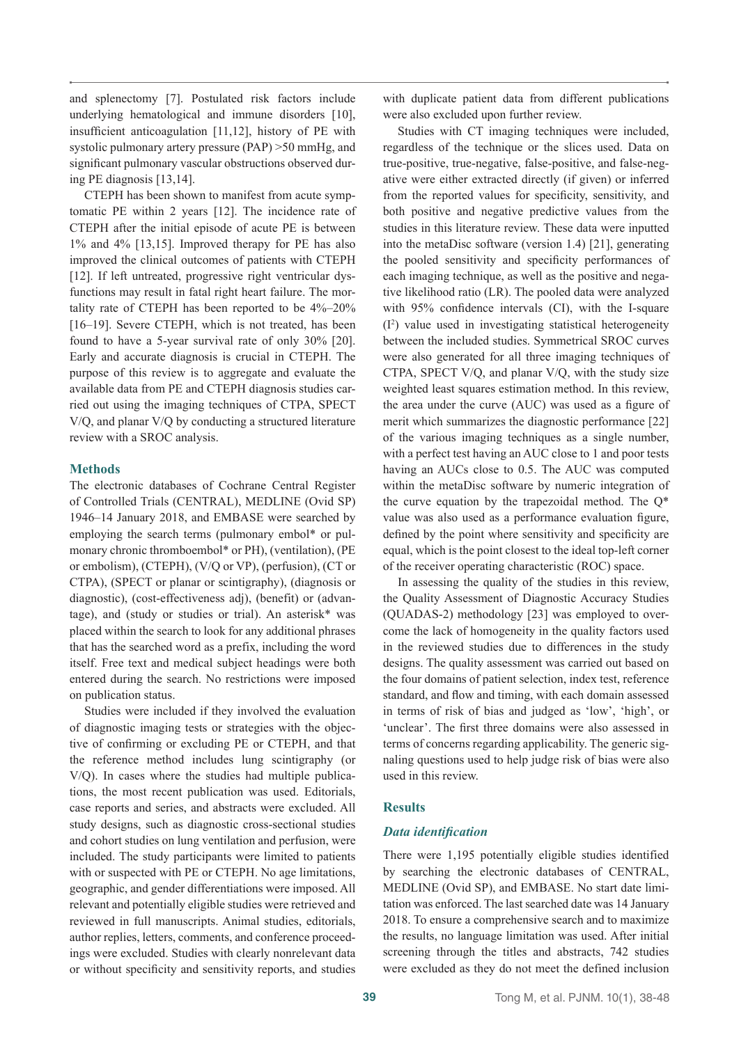and splenectomy [7]. Postulated risk factors include underlying hematological and immune disorders [10], insufficient anticoagulation [11,12], history of PE with systolic pulmonary artery pressure (PAP) >50 mmHg, and significant pulmonary vascular obstructions observed during PE diagnosis [13,14].

CTEPH has been shown to manifest from acute symptomatic PE within 2 years [12]. The incidence rate of CTEPH after the initial episode of acute PE is between 1% and 4% [13,15]. Improved therapy for PE has also improved the clinical outcomes of patients with CTEPH [12]. If left untreated, progressive right ventricular dysfunctions may result in fatal right heart failure. The mortality rate of CTEPH has been reported to be 4%–20% [16–19]. Severe CTEPH, which is not treated, has been found to have a 5-year survival rate of only 30% [20]. Early and accurate diagnosis is crucial in CTEPH. The purpose of this review is to aggregate and evaluate the available data from PE and CTEPH diagnosis studies carried out using the imaging techniques of CTPA, SPECT V/Q, and planar V/Q by conducting a structured literature review with a SROC analysis.

## Methods

The electronic databases of Cochrane Central Register of Controlled Trials (CENTRAL), MEDLINE (Ovid SP) 1946–14 January 2018, and EMBASE were searched by employing the search terms (pulmonary embol* or pulmonary chronic thromboembol* or PH), (ventilation), (PE or embolism), (CTEPH), (V/Q or VP), (perfusion), (CT or CTPA), (SPECT or planar or scintigraphy), (diagnosis or diagnostic), (cost-effectiveness adj), (benefit) or (advantage), and (study or studies or trial). An asterisk* was placed within the search to look for any additional phrases that has the searched word as a prefix, including the word itself. Free text and medical subject headings were both entered during the search. No restrictions were imposed on publication status.

Studies were included if they involved the evaluation of diagnostic imaging tests or strategies with the objective of confirming or excluding PE or CTEPH, and that the reference method includes lung scintigraphy (or V/Q). In cases where the studies had multiple publications, the most recent publication was used. Editorials, case reports and series, and abstracts were excluded. All study designs, such as diagnostic cross-sectional studies and cohort studies on lung ventilation and perfusion, were included. The study participants were limited to patients with or suspected with PE or CTEPH. No age limitations, geographic, and gender differentiations were imposed. All relevant and potentially eligible studies were retrieved and reviewed in full manuscripts. Animal studies, editorials, author replies, letters, comments, and conference proceedings were excluded. Studies with clearly nonrelevant data or without specificity and sensitivity reports, and studies with duplicate patient data from different publications were also excluded upon further review.

Studies with CT imaging techniques were included, regardless of the technique or the slices used. Data on true-positive, true-negative, false-positive, and false-negative were either extracted directly (if given) or inferred from the reported values for specificity, sensitivity, and both positive and negative predictive values from the studies in this literature review. These data were inputted into the metaDisc software (version 1.4) [21], generating the pooled sensitivity and specificity performances of each imaging technique, as well as the positive and negative likelihood ratio (LR). The pooled data were analyzed with 95% confidence intervals (CI), with the I-square ($I^2$) value used in investigating statistical heterogeneity between the included studies. Symmetrical SROC curves were also generated for all three imaging techniques of CTPA, SPECT V/Q, and planar V/Q, with the study size weighted least squares estimation method. In this review, the area under the curve (AUC) was used as a figure of merit which summarizes the diagnostic performance [22] of the various imaging techniques as a single number, with a perfect test having an AUC close to 1 and poor tests having an AUCs close to 0.5. The AUC was computed within the metaDisc software by numeric integration of the curve equation by the trapezoidal method. The Q* value was also used as a performance evaluation figure, defined by the point where sensitivity and specificity are equal, which is the point closest to the ideal top-left corner of the receiver operating characteristic (ROC) space.

In assessing the quality of the studies in this review, the Quality Assessment of Diagnostic Accuracy Studies (QUADAS-2) methodology [23] was employed to overcome the lack of homogeneity in the quality factors used in the reviewed studies due to differences in the study designs. The quality assessment was carried out based on the four domains of patient selection, index test, reference standard, and flow and timing, with each domain assessed in terms of risk of bias and judged as 'low', 'high', or 'unclear'. The first three domains were also assessed in terms of concerns regarding applicability. The generic signaling questions used to help judge risk of bias were also used in this review.

## Results

### *Data identification*

There were 1,195 potentially eligible studies identified by searching the electronic databases of CENTRAL, MEDLINE (Ovid SP), and EMBASE. No start date limitation was enforced. The last searched date was 14 January 2018. To ensure a comprehensive search and to maximize the results, no language limitation was used. After initial screening through the titles and abstracts, 742 studies were excluded as they do not meet the defined inclusion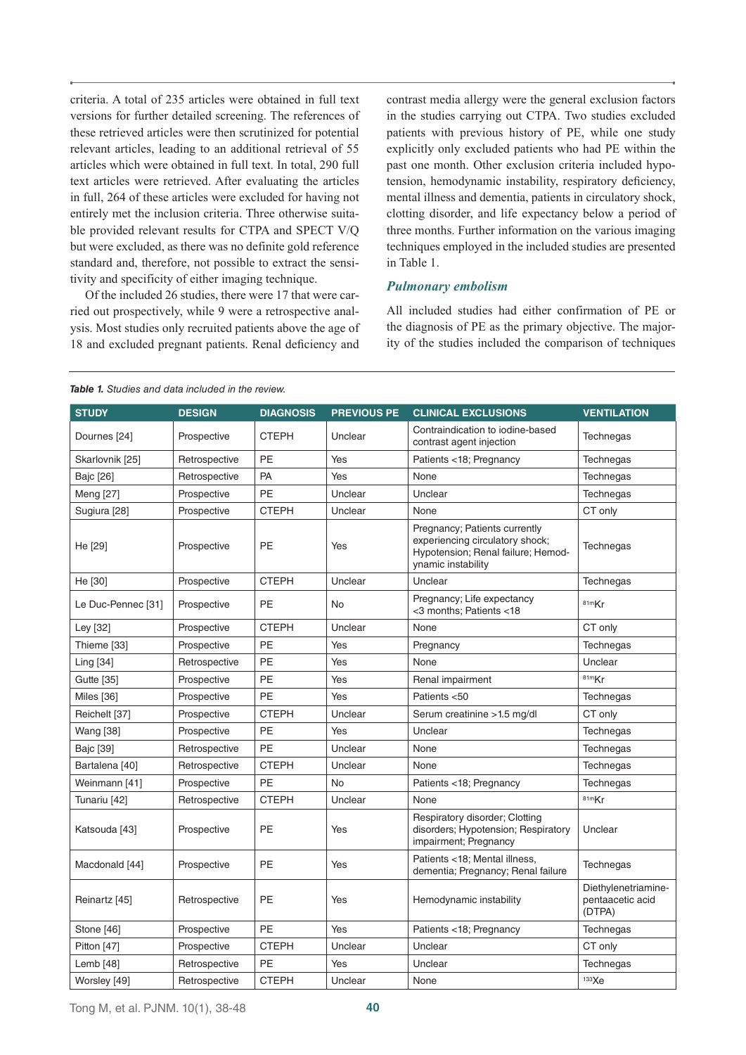criteria. A total of 235 articles were obtained in full text versions for further detailed screening. The references of these retrieved articles were then scrutinized for potential relevant articles, leading to an additional retrieval of 55 articles which were obtained in full text. In total, 290 full text articles were retrieved. After evaluating the articles in full, 264 of these articles were excluded for having not entirely met the inclusion criteria. Three otherwise suitable provided relevant results for CTPA and SPECT V/Q but were excluded, as there was no definite gold reference standard and, therefore, not possible to extract the sensitivity and specificity of either imaging technique.

Of the included 26 studies, there were 17 that were carried out prospectively, while 9 were a retrospective analysis. Most studies only recruited patients above the age of 18 and excluded pregnant patients. Renal deficiency and contrast media allergy were the general exclusion factors in the studies carrying out CTPA. Two studies excluded patients with previous history of PE, while one study explicitly only excluded patients who had PE within the past one month. Other exclusion criteria included hypotension, hemodynamic instability, respiratory deficiency, mental illness and dementia, patients in circulatory shock, clotting disorder, and life expectancy below a period of three months. Further information on the various imaging techniques employed in the included studies are presented in Table 1.

### *Pulmonary embolism*

All included studies had either confirmation of PE or the diagnosis of PE as the primary objective. The majority of the studies included the comparison of techniques

*Table 1. Studies and data included in the review.*

| STUDY | DESIGN | DIAGNOSIS | PREVIOUS PE | CLINICAL EXCLUSIONS | VENTILATION |
|---|---|---|---|---|---|
| Dournes [24] | Prospective | CTEPH | Unclear | Contraindication to iodine-based contrast agent injection | Technegas |
| Skarlovnik [25] | Retrospective | PE | Yes | Patients <18; Pregnancy | Technegas |
| Bajc [26] | Retrospective | PA | Yes | None | Technegas |
| Meng [27] | Prospective | PE | Unclear | Unclear | Technegas |
| Sugiura [28] | Prospective | CTEPH | Unclear | None | CT only |
| He [29] | Prospective | PE | Yes | Pregnancy; Patients currently experiencing circulatory shock; Hypotension; Renal failure; Hemodynamic instability | Technegas |
| He [30] | Prospective | CTEPH | Unclear | Unclear | Technegas |
| Le Duc-Pennec [31] | Prospective | PE | No | Pregnancy; Life expectancy <3 months; Patients <18 | $^{81m}$Kr |
| Ley [32] | Prospective | CTEPH | Unclear | None | CT only |
| Thieme [33] | Prospective | PE | Yes | Pregnancy | Technegas |
| Ling [34] | Retrospective | PE | Yes | None | Unclear |
| Gutte [35] | Prospective | PE | Yes | Renal impairment | $^{81m}$Kr |
| Miles [36] | Prospective | PE | Yes | Patients <50 | Technegas |
| Reichelt [37] | Prospective | CTEPH | Unclear | Serum creatinine >1.5 mg/dl | CT only |
| Wang [38] | Prospective | PE | Yes | Unclear | Technegas |
| Bajc [39] | Retrospective | PE | Unclear | None | Technegas |
| Bartalena [40] | Retrospective | CTEPH | Unclear | None | Technegas |
| Weinmann [41] | Prospective | PE | No | Patients <18; Pregnancy | Technegas |
| Tunariu [42] | Retrospective | CTEPH | Unclear | None | $^{81m}$Kr |
| Katsouda [43] | Prospective | PE | Yes | Respiratory disorder; Clotting disorders; Hypotension; Respiratory impairment; Pregnancy | Unclear |
| Macdonald [44] | Prospective | PE | Yes | Patients <18; Mental illness, dementia; Pregnancy; Renal failure | Technegas |
| Reinartz [45] | Retrospective | PE | Yes | Hemodynamic instability | Diethylenetriamine-pentaacetic acid (DTPA) |
| Stone [46] | Prospective | PE | Yes | Patients <18; Pregnancy | Technegas |
| Pitton [47] | Prospective | CTEPH | Unclear | Unclear | CT only |
| Lemb [48] | Retrospective | PE | Yes | Unclear | Technegas |
| Worsley [49] | Retrospective | CTEPH | Unclear | None | $^{133}$Xe |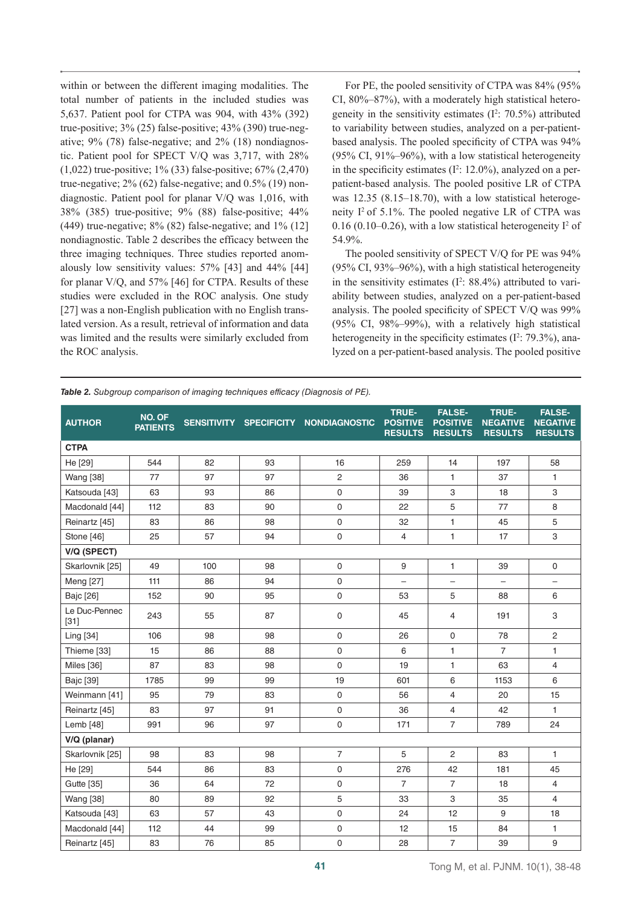within or between the different imaging modalities. The total number of patients in the included studies was 5,637. Patient pool for CTPA was 904, with 43% (392) true-positive; 3% (25) false-positive; 43% (390) true-negative; 9% (78) false-negative; and 2% (18) nondiagnostic. Patient pool for SPECT V/Q was 3,717, with 28% (1,022) true-positive; 1% (33) false-positive; 67% (2,470) true-negative; 2% (62) false-negative; and 0.5% (19) nondiagnostic. Patient pool for planar V/Q was 1,016, with 38% (385) true-positive; 9% (88) false-positive; 44% (449) true-negative; 8% (82) false-negative; and 1% (12) nondiagnostic. Table 2 describes the efficacy between the three imaging techniques. Three studies reported anomalously low sensitivity values: 57% [43] and 44% [44] for planar V/Q, and 57% [46] for CTPA. Results of these studies were excluded in the ROC analysis. One study [27] was a non-English publication with no English translated version. As a result, retrieval of information and data was limited and the results were similarly excluded from the ROC analysis.

For PE, the pooled sensitivity of CTPA was 84% (95% CI, 80%–87%), with a moderately high statistical heterogeneity in the sensitivity estimates ($I^2$: 70.5%) attributed to variability between studies, analyzed on a per-patient-based analysis. The pooled specificity of CTPA was 94% (95% CI, 91%–96%), with a low statistical heterogeneity in the specificity estimates ($I^2$: 12.0%), analyzed on a per-patient-based analysis. The pooled positive LR of CTPA was 12.35 (8.15–18.70), with a low statistical heterogeneity $I^2$ of 5.1%. The pooled negative LR of CTPA was 0.16 (0.10–0.26), with a low statistical heterogeneity $I^2$ of 54.9%.

The pooled sensitivity of SPECT V/Q for PE was 94% (95% CI, 93%–96%), with a high statistical heterogeneity in the sensitivity estimates ($I^2$: 88.4%) attributed to variability between studies, analyzed on a per-patient-based analysis. The pooled specificity of SPECT V/Q was 99% (95% CI, 98%–99%), with a relatively high statistical heterogeneity in the specificity estimates ($I^2$: 79.3%), analyzed on a per-patient-based analysis. The pooled positive

*Table 2. Subgroup comparison of imaging techniques efficacy (Diagnosis of PE).*

| AUTHOR | NO. OF PATIENTS | SENSITIVITY | SPECIFICITY | NONDIAGNOSTIC | TRUE-POSITIVE RESULTS | FALSE-POSITIVE RESULTS | TRUE-NEGATIVE RESULTS | FALSE-NEGATIVE RESULTS |
|---|---|---|---|---|---|---|---|---|
| **CTPA** | | | | | | | | |
| He [29] | 544 | 82 | 93 | 16 | 259 | 14 | 197 | 58 |
| Wang [38] | 77 | 97 | 97 | 2 | 36 | 1 | 37 | 1 |
| Katsouda [43] | 63 | 93 | 86 | 0 | 39 | 3 | 18 | 3 |
| Macdonald [44] | 112 | 83 | 90 | 0 | 22 | 5 | 77 | 8 |
| Reinartz [45] | 83 | 86 | 98 | 0 | 32 | 1 | 45 | 5 |
| Stone [46] | 25 | 57 | 94 | 0 | 4 | 1 | 17 | 3 |
| **V/Q (SPECT)** | | | | | | | | |
| Skarlovnik [25] | 49 | 100 | 98 | 0 | 9 | 1 | 39 | 0 |
| Meng [27] | 111 | 86 | 94 | 0 | – | – | – | – |
| Bajc [26] | 152 | 90 | 95 | 0 | 53 | 5 | 88 | 6 |
| Le Duc-Pennec [31] | 243 | 55 | 87 | 0 | 45 | 4 | 191 | 3 |
| Ling [34] | 106 | 98 | 98 | 0 | 26 | 0 | 78 | 2 |
| Thieme [33] | 15 | 86 | 88 | 0 | 6 | 1 | 7 | 1 |
| Miles [36] | 87 | 83 | 98 | 0 | 19 | 1 | 63 | 4 |
| Bajc [39] | 1785 | 99 | 99 | 19 | 601 | 6 | 1153 | 6 |
| Weinmann [41] | 95 | 79 | 83 | 0 | 56 | 4 | 20 | 15 |
| Reinartz [45] | 83 | 97 | 91 | 0 | 36 | 4 | 42 | 1 |
| Lemb [48] | 991 | 96 | 97 | 0 | 171 | 7 | 789 | 24 |
| **V/Q (planar)** | | | | | | | | |
| Skarlovnik [25] | 98 | 83 | 98 | 7 | 5 | 2 | 83 | 1 |
| He [29] | 544 | 86 | 83 | 0 | 276 | 42 | 181 | 45 |
| Gutte [35] | 36 | 64 | 72 | 0 | 7 | 7 | 18 | 4 |
| Wang [38] | 80 | 89 | 92 | 5 | 33 | 3 | 35 | 4 |
| Katsouda [43] | 63 | 57 | 43 | 0 | 24 | 12 | 9 | 18 |
| Macdonald [44] | 112 | 44 | 99 | 0 | 12 | 15 | 84 | 1 |
| Reinartz [45] | 83 | 76 | 85 | 0 | 28 | 7 | 39 | 9 |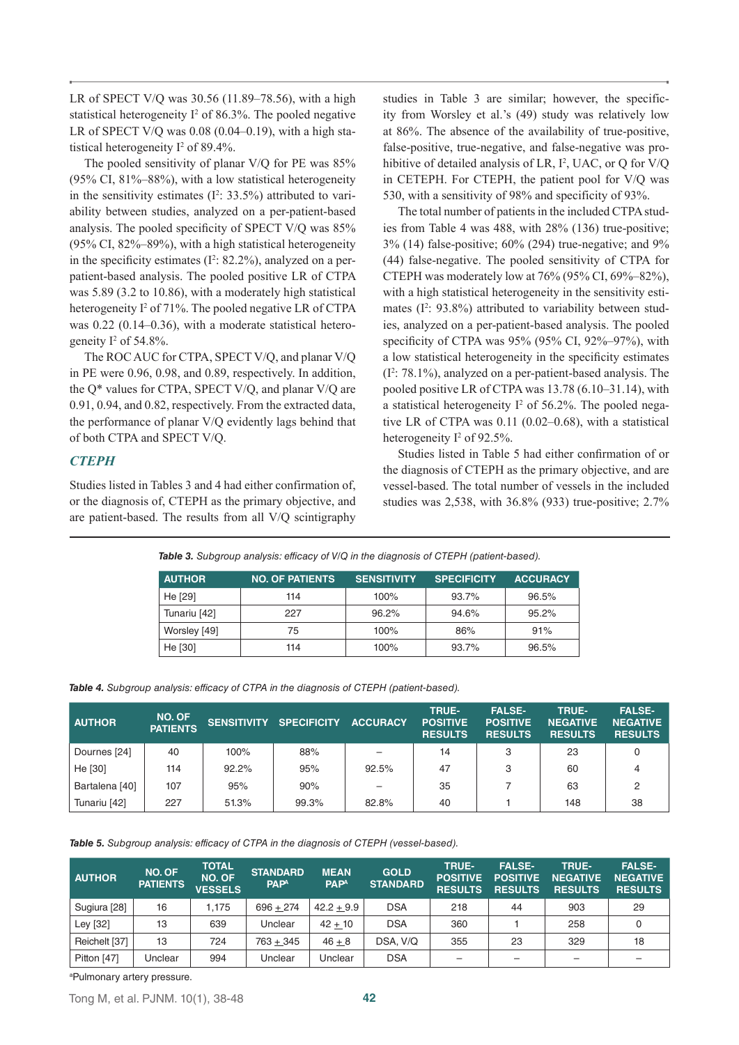LR of SPECT V/Q was 30.56 (11.89–78.56), with a high statistical heterogeneity $I^2$ of 86.3%. The pooled negative LR of SPECT V/Q was 0.08 (0.04–0.19), with a high statistical heterogeneity $I^2$ of 89.4%.

The pooled sensitivity of planar V/Q for PE was 85% (95% CI, 81%–88%), with a low statistical heterogeneity in the sensitivity estimates ($I^2$: 33.5%) attributed to variability between studies, analyzed on a per-patient-based analysis. The pooled specificity of SPECT V/Q was 85% (95% CI, 82%–89%), with a high statistical heterogeneity in the specificity estimates ($I^2$: 82.2%), analyzed on a per-patient-based analysis. The pooled positive LR of CTPA was 5.89 (3.2 to 10.86), with a moderately high statistical heterogeneity $I^2$ of 71%. The pooled negative LR of CTPA was 0.22 (0.14–0.36), with a moderate statistical heterogeneity $I^2$ of 54.8%.

The ROC AUC for CTPA, SPECT V/Q, and planar V/Q in PE were 0.96, 0.98, and 0.89, respectively. In addition, the Q* values for CTPA, SPECT V/Q, and planar V/Q are 0.91, 0.94, and 0.82, respectively. From the extracted data, the performance of planar V/Q evidently lags behind that of both CTPA and SPECT V/Q.

### *CTEPH*

Studies listed in Tables 3 and 4 had either confirmation of, or the diagnosis of, CTEPH as the primary objective, and are patient-based. The results from all V/Q scintigraphy studies in Table 3 are similar; however, the specificity from Worsley et al.'s (49) study was relatively low at 86%. The absence of the availability of true-positive, false-positive, true-negative, and false-negative was prohibitive of detailed analysis of LR, $I^2$, UAC, or Q for V/Q in CETEPH. For CTEPH, the patient pool for V/Q was 530, with a sensitivity of 98% and specificity of 93%.

The total number of patients in the included CTPA studies from Table 4 was 488, with 28% (136) true-positive; 3% (14) false-positive; 60% (294) true-negative; and 9% (44) false-negative. The pooled sensitivity of CTPA for CTEPH was moderately low at 76% (95% CI, 69%–82%), with a high statistical heterogeneity in the sensitivity estimates ($I^2$: 93.8%) attributed to variability between studies, analyzed on a per-patient-based analysis. The pooled specificity of CTPA was 95% (95% CI, 92%–97%), with a low statistical heterogeneity in the specificity estimates ($I^2$: 78.1%), analyzed on a per-patient-based analysis. The pooled positive LR of CTPA was 13.78 (6.10–31.14), with a statistical heterogeneity $I^2$ of 56.2%. The pooled negative LR of CTPA was 0.11 (0.02–0.68), with a statistical heterogeneity $I^2$ of 92.5%.

Studies listed in Table 5 had either confirmation of or the diagnosis of CTEPH as the primary objective, and are vessel-based. The total number of vessels in the included studies was 2,538, with 36.8% (933) true-positive; 2.7%

***Table 3.*** *Subgroup analysis: efficacy of V/Q in the diagnosis of CTEPH (patient-based).*

| AUTHOR | NO. OF PATIENTS | SENSITIVITY | SPECIFICITY | ACCURACY |
|---|---|---|---|---|
| He [29] | 114 | 100% | 93.7% | 96.5% |
| Tunariu [42] | 227 | 96.2% | 94.6% | 95.2% |
| Worsley [49] | 75 | 100% | 86% | 91% |
| He [30] | 114 | 100% | 93.7% | 96.5% |

***Table 4.*** *Subgroup analysis: efficacy of CTPA in the diagnosis of CTEPH (patient-based).*

| AUTHOR | NO. OF PATIENTS | SENSITIVITY | SPECIFICITY | ACCURACY | TRUE-POSITIVE RESULTS | FALSE-POSITIVE RESULTS | TRUE-NEGATIVE RESULTS | FALSE-NEGATIVE RESULTS |
|---|---|---|---|---|---|---|---|---|
| Dournes [24] | 40 | 100% | 88% | – | 14 | 3 | 23 | 0 |
| He [30] | 114 | 92.2% | 95% | 92.5% | 47 | 3 | 60 | 4 |
| Bartalena [40] | 107 | 95% | 90% | – | 35 | 7 | 63 | 2 |
| Tunariu [42] | 227 | 51.3% | 99.3% | 82.8% | 40 | 1 | 148 | 38 |

***Table 5.*** *Subgroup analysis: efficacy of CTPA in the diagnosis of CTEPH (vessel-based).*

| AUTHOR | NO. OF PATIENTS | TOTAL NO. OF VESSELS | STANDARD PAP[a] | MEAN PAP[a] | GOLD STANDARD | TRUE-POSITIVE RESULTS | FALSE-POSITIVE RESULTS | TRUE-NEGATIVE RESULTS | FALSE-NEGATIVE RESULTS |
|---|---|---|---|---|---|---|---|---|---|
| Sugiura [28] | 16 | 1,175 | 696 ± 274 | 42.2 ± 9.9 | DSA | 218 | 44 | 903 | 29 |
| Ley [32] | 13 | 639 | Unclear | 42 ± 10 | DSA | 360 | 1 | 258 | 0 |
| Reichelt [37] | 13 | 724 | 763 ± 345 | 46 ± 8 | DSA, V/Q | 355 | 23 | 329 | 18 |
| Pitton [47] | Unclear | 994 | Unclear | Unclear | DSA | – | – | – | – |

[a]Pulmonary artery pressure.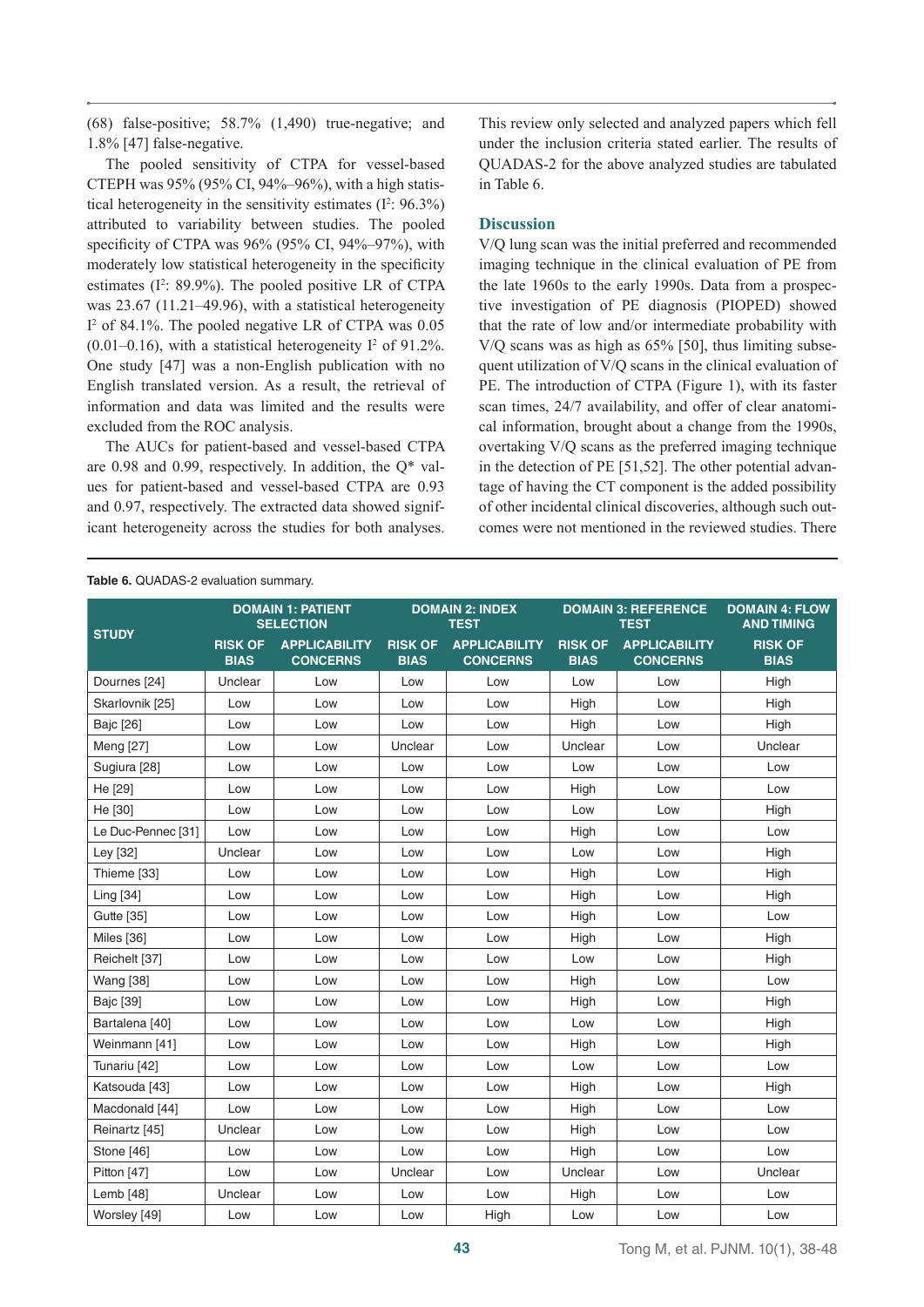(68) false-positive; 58.7% (1,490) true-negative; and 1.8% [47] false-negative.

The pooled sensitivity of CTPA for vessel-based CTEPH was 95% (95% CI, 94%–96%), with a high statistical heterogeneity in the sensitivity estimates ($I^2$: 96.3%) attributed to variability between studies. The pooled specificity of CTPA was 96% (95% CI, 94%–97%), with moderately low statistical heterogeneity in the specificity estimates ($I^2$: 89.9%). The pooled positive LR of CTPA was 23.67 (11.21–49.96), with a statistical heterogeneity $I^2$ of 84.1%. The pooled negative LR of CTPA was 0.05 (0.01–0.16), with a statistical heterogeneity $I^2$ of 91.2%. One study [47] was a non-English publication with no English translated version. As a result, the retrieval of information and data was limited and the results were excluded from the ROC analysis.

The AUCs for patient-based and vessel-based CTPA are 0.98 and 0.99, respectively. In addition, the Q* values for patient-based and vessel-based CTPA are 0.93 and 0.97, respectively. The extracted data showed significant heterogeneity across the studies for both analyses. This review only selected and analyzed papers which fell under the inclusion criteria stated earlier. The results of QUADAS-2 for the above analyzed studies are tabulated in Table 6.

## Discussion

V/Q lung scan was the initial preferred and recommended imaging technique in the clinical evaluation of PE from the late 1960s to the early 1990s. Data from a prospective investigation of PE diagnosis (PIOPED) showed that the rate of low and/or intermediate probability with V/Q scans was as high as 65% [50], thus limiting subsequent utilization of V/Q scans in the clinical evaluation of PE. The introduction of CTPA (Figure 1), with its faster scan times, 24/7 availability, and offer of clear anatomical information, brought about a change from the 1990s, overtaking V/Q scans as the preferred imaging technique in the detection of PE [51,52]. The other potential advantage of having the CT component is the added possibility of other incidental clinical discoveries, although such outcomes were not mentioned in the reviewed studies. There

**Table 6.** QUADAS-2 evaluation summary.

| STUDY | DOMAIN 1: PATIENT SELECTION | | DOMAIN 2: INDEX TEST | | DOMAIN 3: REFERENCE TEST | | DOMAIN 4: FLOW AND TIMING |
|---|---|---|---|---|---|---|---|
| | RISK OF BIAS | APPLICABILITY CONCERNS | RISK OF BIAS | APPLICABILITY CONCERNS | RISK OF BIAS | APPLICABILITY CONCERNS | RISK OF BIAS |
| Dournes [24] | Unclear | Low | Low | Low | Low | Low | High |
| Skarlovnik [25] | Low | Low | Low | Low | High | Low | High |
| Bajc [26] | Low | Low | Low | Low | High | Low | High |
| Meng [27] | Low | Low | Unclear | Low | Unclear | Low | Unclear |
| Sugiura [28] | Low | Low | Low | Low | Low | Low | Low |
| He [29] | Low | Low | Low | Low | High | Low | Low |
| He [30] | Low | Low | Low | Low | Low | Low | High |
| Le Duc-Pennec [31] | Low | Low | Low | Low | High | Low | Low |
| Ley [32] | Unclear | Low | Low | Low | Low | Low | High |
| Thieme [33] | Low | Low | Low | Low | High | Low | High |
| Ling [34] | Low | Low | Low | Low | High | Low | High |
| Gutte [35] | Low | Low | Low | Low | High | Low | Low |
| Miles [36] | Low | Low | Low | Low | High | Low | High |
| Reichelt [37] | Low | Low | Low | Low | Low | Low | High |
| Wang [38] | Low | Low | Low | Low | High | Low | Low |
| Bajc [39] | Low | Low | Low | Low | High | Low | High |
| Bartalena [40] | Low | Low | Low | Low | Low | Low | High |
| Weinmann [41] | Low | Low | Low | Low | High | Low | High |
| Tunariu [42] | Low | Low | Low | Low | Low | Low | Low |
| Katsouda [43] | Low | Low | Low | Low | High | Low | High |
| Macdonald [44] | Low | Low | Low | Low | High | Low | Low |
| Reinartz [45] | Unclear | Low | Low | Low | High | Low | Low |
| Stone [46] | Low | Low | Low | Low | High | Low | Low |
| Pitton [47] | Low | Low | Unclear | Low | Unclear | Low | Unclear |
| Lemb [48] | Unclear | Low | Low | Low | High | Low | Low |
| Worsley [49] | Low | Low | Low | High | Low | Low | Low |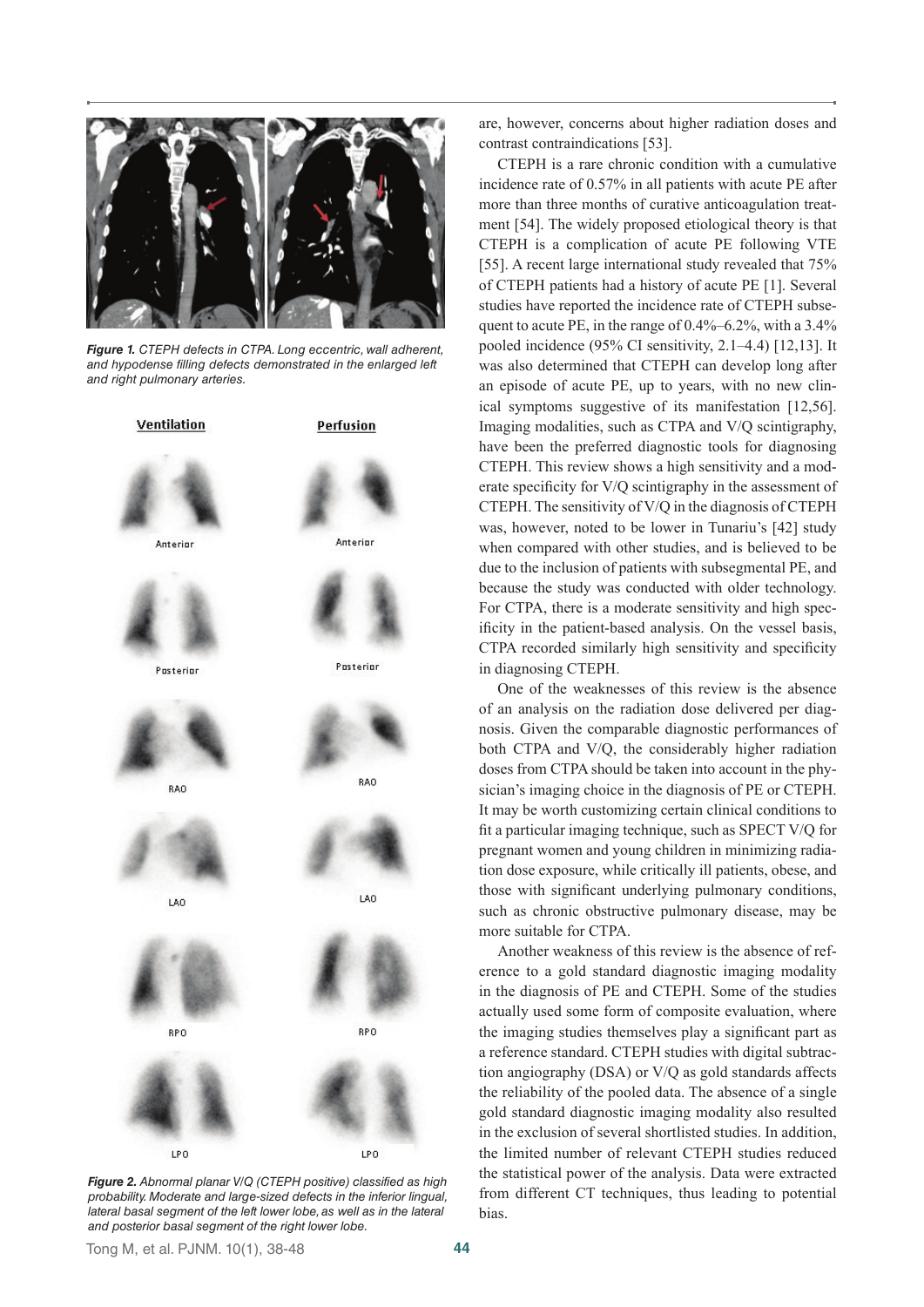*Figure 1. CTEPH defects in CTPA. Long eccentric, wall adherent, and hypodense filling defects demonstrated in the enlarged left and right pulmonary arteries.*

*Figure 2. Abnormal planar V/Q (CTEPH positive) classified as high probability. Moderate and large-sized defects in the inferior lingual, lateral basal segment of the left lower lobe, as well as in the lateral and posterior basal segment of the right lower lobe.*

are, however, concerns about higher radiation doses and contrast contraindications [53].

CTEPH is a rare chronic condition with a cumulative incidence rate of 0.57% in all patients with acute PE after more than three months of curative anticoagulation treatment [54]. The widely proposed etiological theory is that CTEPH is a complication of acute PE following VTE [55]. A recent large international study revealed that 75% of CTEPH patients had a history of acute PE [1]. Several studies have reported the incidence rate of CTEPH subsequent to acute PE, in the range of 0.4%–6.2%, with a 3.4% pooled incidence (95% CI sensitivity, 2.1–4.4) [12,13]. It was also determined that CTEPH can develop long after an episode of acute PE, up to years, with no new clinical symptoms suggestive of its manifestation [12,56]. Imaging modalities, such as CTPA and V/Q scintigraphy, have been the preferred diagnostic tools for diagnosing CTEPH. This review shows a high sensitivity and a moderate specificity for V/Q scintigraphy in the assessment of CTEPH. The sensitivity of V/Q in the diagnosis of CTEPH was, however, noted to be lower in Tunariu's [42] study when compared with other studies, and is believed to be due to the inclusion of patients with subsegmental PE, and because the study was conducted with older technology. For CTPA, there is a moderate sensitivity and high specificity in the patient-based analysis. On the vessel basis, CTPA recorded similarly high sensitivity and specificity in diagnosing CTEPH.

One of the weaknesses of this review is the absence of an analysis on the radiation dose delivered per diagnosis. Given the comparable diagnostic performances of both CTPA and V/Q, the considerably higher radiation doses from CTPA should be taken into account in the physician's imaging choice in the diagnosis of PE or CTEPH. It may be worth customizing certain clinical conditions to fit a particular imaging technique, such as SPECT V/Q for pregnant women and young children in minimizing radiation dose exposure, while critically ill patients, obese, and those with significant underlying pulmonary conditions, such as chronic obstructive pulmonary disease, may be more suitable for CTPA.

Another weakness of this review is the absence of reference to a gold standard diagnostic imaging modality in the diagnosis of PE and CTEPH. Some of the studies actually used some form of composite evaluation, where the imaging studies themselves play a significant part as a reference standard. CTEPH studies with digital subtraction angiography (DSA) or V/Q as gold standards affects the reliability of the pooled data. The absence of a single gold standard diagnostic imaging modality also resulted in the exclusion of several shortlisted studies. In addition, the limited number of relevant CTEPH studies reduced the statistical power of the analysis. Data were extracted from different CT techniques, thus leading to potential bias.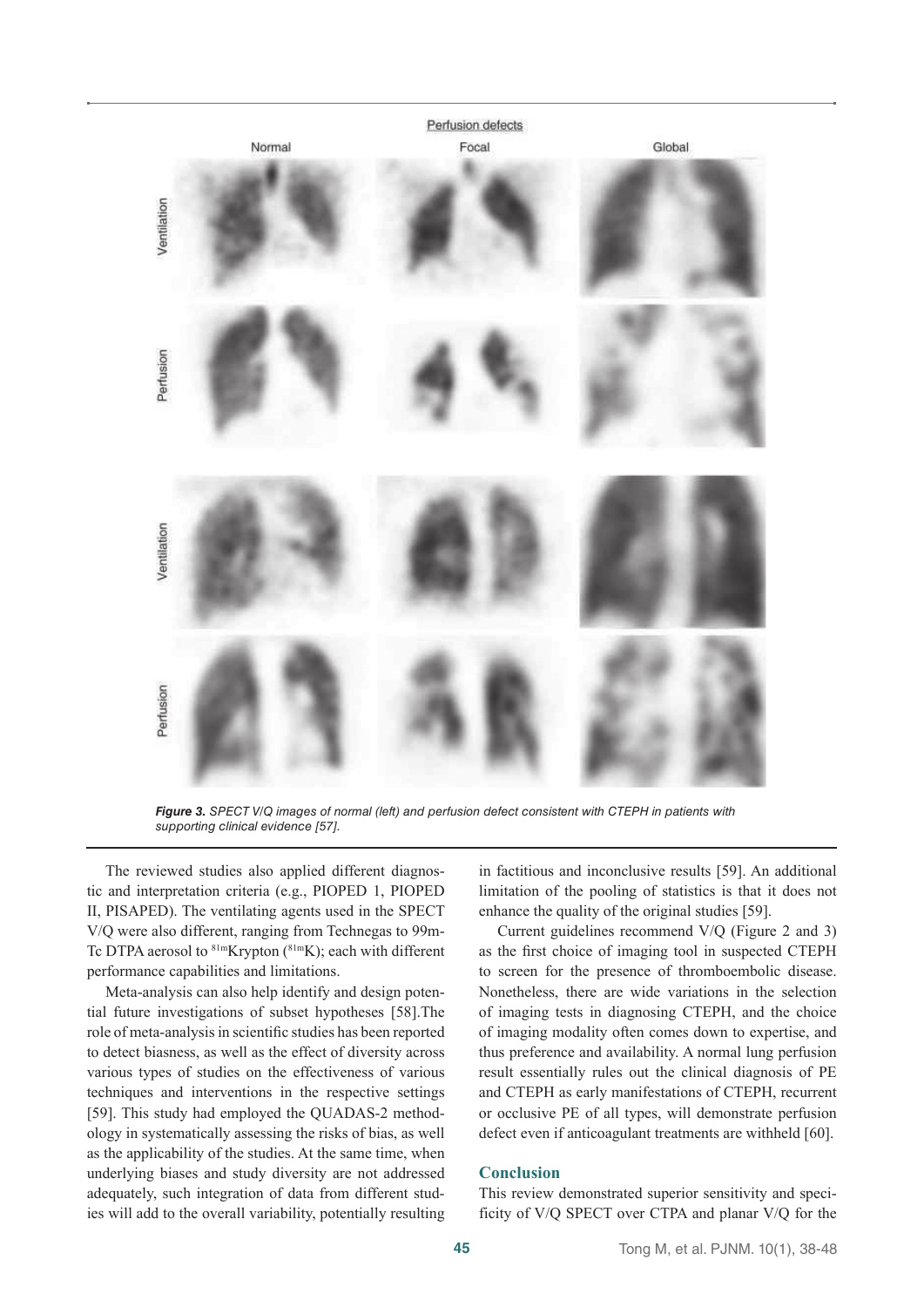*Figure 3. SPECT V/Q images of normal (left) and perfusion defect consistent with CTEPH in patients with supporting clinical evidence [57].*

The reviewed studies also applied different diagnostic and interpretation criteria (e.g., PIOPED 1, PIOPED II, PISAPED). The ventilating agents used in the SPECT V/Q were also different, ranging from Technegas to 99m-Tc DTPA aerosol to $^{81m}$Krypton ($^{81m}$K); each with different performance capabilities and limitations.

Meta-analysis can also help identify and design potential future investigations of subset hypotheses [58].The role of meta-analysis in scientific studies has been reported to detect biasness, as well as the effect of diversity across various types of studies on the effectiveness of various techniques and interventions in the respective settings [59]. This study had employed the QUADAS-2 methodology in systematically assessing the risks of bias, as well as the applicability of the studies. At the same time, when underlying biases and study diversity are not addressed adequately, such integration of data from different studies will add to the overall variability, potentially resulting in factitious and inconclusive results [59]. An additional limitation of the pooling of statistics is that it does not enhance the quality of the original studies [59].

Current guidelines recommend V/Q (Figure 2 and 3) as the first choice of imaging tool in suspected CTEPH to screen for the presence of thromboembolic disease. Nonetheless, there are wide variations in the selection of imaging tests in diagnosing CTEPH, and the choice of imaging modality often comes down to expertise, and thus preference and availability. A normal lung perfusion result essentially rules out the clinical diagnosis of PE and CTEPH as early manifestations of CTEPH, recurrent or occlusive PE of all types, will demonstrate perfusion defect even if anticoagulant treatments are withheld [60].

## Conclusion

This review demonstrated superior sensitivity and specificity of V/Q SPECT over CTPA and planar V/Q for the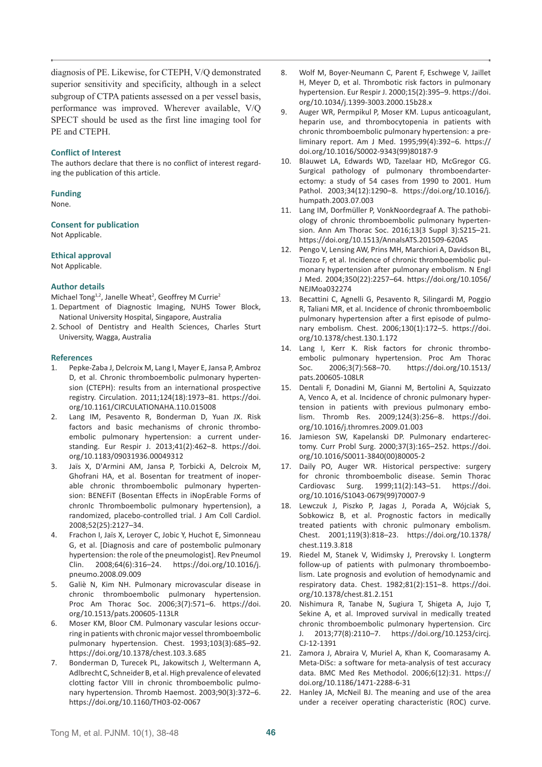diagnosis of PE. Likewise, for CTEPH, V/Q demonstrated superior sensitivity and specificity, although in a select subgroup of CTPA patients assessed on a per vessel basis, performance was improved. Wherever available, V/Q SPECT should be used as the first line imaging tool for PE and CTEPH.

### Conflict of Interest

The authors declare that there is no conflict of interest regarding the publication of this article.

### Funding

None.

### Consent for publication

Not Applicable.

### Ethical approval

Not Applicable.

### Author details

Michael Tong[1,2], Janelle Wheat[2], Geoffrey M Currie[2]

1. Department of Diagnostic Imaging, NUHS Tower Block, National University Hospital, Singapore, Australia
2. School of Dentistry and Health Sciences, Charles Sturt University, Wagga, Australia

### References

1. Pepke-Zaba J, Delcroix M, Lang I, Mayer E, Jansa P, Ambroz D, et al. Chronic thromboembolic pulmonary hypertension (CTEPH): results from an international prospective registry. Circulation. 2011;124(18):1973–81. https://doi.org/10.1161/CIRCULATIONAHA.110.015008
2. Lang IM, Pesavento R, Bonderman D, Yuan JX. Risk factors and basic mechanisms of chronic thromboembolic pulmonary hypertension: a current understanding. Eur Respir J. 2013;41(2):462–8. https://doi.org/10.1183/09031936.00049312
3. Jaïs X, D'Armini AM, Jansa P, Torbicki A, Delcroix M, Ghofrani HA, et al. Bosentan for treatment of inoperable chronic thromboembolic pulmonary hypertension: BENEFiT (Bosentan Effects in iNopErable Forms of chronIc Thromboembolic pulmonary hypertension), a randomized, placebo-controlled trial. J Am Coll Cardiol. 2008;52(25):2127–34.
4. Frachon I, Jaïs X, Leroyer C, Jobic Y, Huchot E, Simonneau G, et al. [Diagnosis and care of postembolic pulmonary hypertension: the role of the pneumologist]. Rev Pneumol Clin. 2008;64(6):316–24. https://doi.org/10.1016/j.pneumo.2008.09.009
5. Galiè N, Kim NH. Pulmonary microvascular disease in chronic thromboembolic pulmonary hypertension. Proc Am Thorac Soc. 2006;3(7):571–6. https://doi.org/10.1513/pats.200605-113LR
6. Moser KM, Bloor CM. Pulmonary vascular lesions occurring in patients with chronic major vessel thromboembolic pulmonary hypertension. Chest. 1993;103(3):685–92. https://doi.org/10.1378/chest.103.3.685
7. Bonderman D, Turecek PL, Jakowitsch J, Weltermann A, Adlbrecht C, Schneider B, et al. High prevalence of elevated clotting factor VIII in chronic thromboembolic pulmonary hypertension. Thromb Haemost. 2003;90(3):372–6. https://doi.org/10.1160/TH03-02-0067
8. Wolf M, Boyer-Neumann C, Parent F, Eschwege V, Jaillet H, Meyer D, et al. Thrombotic risk factors in pulmonary hypertension. Eur Respir J. 2000;15(2):395–9. https://doi.org/10.1034/j.1399-3003.2000.15b28.x
9. Auger WR, Permpikul P, Moser KM. Lupus anticoagulant, heparin use, and thrombocytopenia in patients with chronic thromboembolic pulmonary hypertension: a preliminary report. Am J Med. 1995;99(4):392–6. https://doi.org/10.1016/S0002-9343(99)80187-9
10. Blauwet LA, Edwards WD, Tazelaar HD, McGregor CG. Surgical pathology of pulmonary thromboendarterectomy: a study of 54 cases from 1990 to 2001. Hum Pathol. 2003;34(12):1290–8. https://doi.org/10.1016/j.humpath.2003.07.003
11. Lang IM, Dorfmüller P, VonkNoordegraaf A. The pathobiology of chronic thromboembolic pulmonary hypertension. Ann Am Thorac Soc. 2016;13(3 Suppl 3):S215–21. https://doi.org/10.1513/AnnalsATS.201509-620AS
12. Pengo V, Lensing AW, Prins MH, Marchiori A, Davidson BL, Tiozzo F, et al. Incidence of chronic thromboembolic pulmonary hypertension after pulmonary embolism. N Engl J Med. 2004;350(22):2257–64. https://doi.org/10.1056/NEJMoa032274
13. Becattini C, Agnelli G, Pesavento R, Silingardi M, Poggio R, Taliani MR, et al. Incidence of chronic thromboembolic pulmonary hypertension after a first episode of pulmonary embolism. Chest. 2006;130(1):172–5. https://doi.org/10.1378/chest.130.1.172
14. Lang I, Kerr K. Risk factors for chronic thromboembolic pulmonary hypertension. Proc Am Thorac Soc. 2006;3(7):568–70. https://doi.org/10.1513/pats.200605-108LR
15. Dentali F, Donadini M, Gianni M, Bertolini A, Squizzato A, Venco A, et al. Incidence of chronic pulmonary hypertension in patients with previous pulmonary embolism. Thromb Res. 2009;124(3):256–8. https://doi.org/10.1016/j.thromres.2009.01.003
16. Jamieson SW, Kapelanski DP. Pulmonary endarterectomy. Curr Probl Surg. 2000;37(3):165–252. https://doi.org/10.1016/S0011-3840(00)80005-2
17. Daily PO, Auger WR. Historical perspective: surgery for chronic thromboembolic disease. Semin Thorac Cardiovasc Surg. 1999;11(2):143–51. https://doi.org/10.1016/S1043-0679(99)70007-9
18. Lewczuk J, Piszko P, Jagas J, Porada A, Wójciak S, Sobkowicz B, et al. Prognostic factors in medically treated patients with chronic pulmonary embolism. Chest. 2001;119(3):818–23. https://doi.org/10.1378/chest.119.3.818
19. Riedel M, Stanek V, Widimsky J, Prerovsky I. Longterm follow-up of patients with pulmonary thromboembolism. Late prognosis and evolution of hemodynamic and respiratory data. Chest. 1982;81(2):151–8. https://doi.org/10.1378/chest.81.2.151
20. Nishimura R, Tanabe N, Sugiura T, Shigeta A, Jujo T, Sekine A, et al. Improved survival in medically treated chronic thromboembolic pulmonary hypertension. Circ J. 2013;77(8):2110–7. https://doi.org/10.1253/circj.CJ-12-1391
21. Zamora J, Abraira V, Muriel A, Khan K, Coomarasamy A. Meta-DiSc: a software for meta-analysis of test accuracy data. BMC Med Res Methodol. 2006;6(12):31. https://doi.org/10.1186/1471-2288-6-31
22. Hanley JA, McNeil BJ. The meaning and use of the area under a receiver operating characteristic (ROC) curve.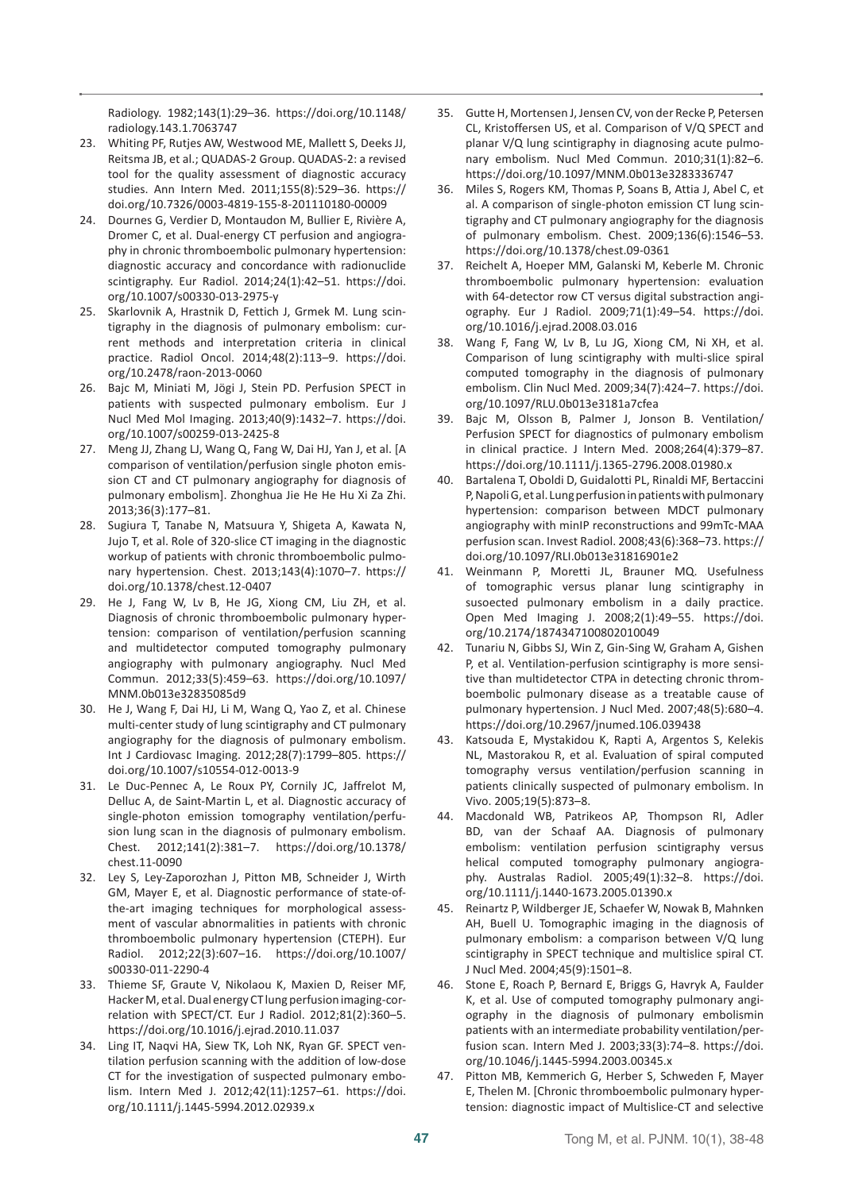Radiology. 1982;143(1):29–36. https://doi.org/10.1148/radiology.143.1.7063747

23. Whiting PF, Rutjes AW, Westwood ME, Mallett S, Deeks JJ, Reitsma JB, et al.; QUADAS-2 Group. QUADAS-2: a revised tool for the quality assessment of diagnostic accuracy studies. Ann Intern Med. 2011;155(8):529–36. https://doi.org/10.7326/0003-4819-155-8-201110180-00009
24. Dournes G, Verdier D, Montaudon M, Bullier E, Rivière A, Dromer C, et al. Dual-energy CT perfusion and angiography in chronic thromboembolic pulmonary hypertension: diagnostic accuracy and concordance with radionuclide scintigraphy. Eur Radiol. 2014;24(1):42–51. https://doi.org/10.1007/s00330-013-2975-y
25. Skarlovnik A, Hrastnik D, Fettich J, Grmek M. Lung scintigraphy in the diagnosis of pulmonary embolism: current methods and interpretation criteria in clinical practice. Radiol Oncol. 2014;48(2):113–9. https://doi.org/10.2478/raon-2013-0060
26. Bajc M, Miniati M, Jögi J, Stein PD. Perfusion SPECT in patients with suspected pulmonary embolism. Eur J Nucl Med Mol Imaging. 2013;40(9):1432–7. https://doi.org/10.1007/s00259-013-2425-8
27. Meng JJ, Zhang LJ, Wang Q, Fang W, Dai HJ, Yan J, et al. [A comparison of ventilation/perfusion single photon emission CT and CT pulmonary angiography for diagnosis of pulmonary embolism]. Zhonghua Jie He He Hu Xi Za Zhi. 2013;36(3):177–81.
28. Sugiura T, Tanabe N, Matsuura Y, Shigeta A, Kawata N, Jujo T, et al. Role of 320-slice CT imaging in the diagnostic workup of patients with chronic thromboembolic pulmonary hypertension. Chest. 2013;143(4):1070–7. https://doi.org/10.1378/chest.12-0407
29. He J, Fang W, Lv B, He JG, Xiong CM, Liu ZH, et al. Diagnosis of chronic thromboembolic pulmonary hypertension: comparison of ventilation/perfusion scanning and multidetector computed tomography pulmonary angiography with pulmonary angiography. Nucl Med Commun. 2012;33(5):459–63. https://doi.org/10.1097/MNM.0b013e32835085d9
30. He J, Wang F, Dai HJ, Li M, Wang Q, Yao Z, et al. Chinese multi-center study of lung scintigraphy and CT pulmonary angiography for the diagnosis of pulmonary embolism. Int J Cardiovasc Imaging. 2012;28(7):1799–805. https://doi.org/10.1007/s10554-012-0013-9
31. Le Duc-Pennec A, Le Roux PY, Cornily JC, Jaffrelot M, Delluc A, de Saint-Martin L, et al. Diagnostic accuracy of single-photon emission tomography ventilation/perfusion lung scan in the diagnosis of pulmonary embolism. Chest. 2012;141(2):381–7. https://doi.org/10.1378/chest.11-0090
32. Ley S, Ley-Zaporozhan J, Pitton MB, Schneider J, Wirth GM, Mayer E, et al. Diagnostic performance of state-of-the-art imaging techniques for morphological assessment of vascular abnormalities in patients with chronic thromboembolic pulmonary hypertension (CTEPH). Eur Radiol. 2012;22(3):607–16. https://doi.org/10.1007/s00330-011-2290-4
33. Thieme SF, Graute V, Nikolaou K, Maxien D, Reiser MF, Hacker M, et al. Dual energy CT lung perfusion imaging-correlation with SPECT/CT. Eur J Radiol. 2012;81(2):360–5. https://doi.org/10.1016/j.ejrad.2010.11.037
34. Ling IT, Naqvi HA, Siew TK, Loh NK, Ryan GF. SPECT ventilation perfusion scanning with the addition of low-dose CT for the investigation of suspected pulmonary embolism. Intern Med J. 2012;42(11):1257–61. https://doi.org/10.1111/j.1445-5994.2012.02939.x
35. Gutte H, Mortensen J, Jensen CV, von der Recke P, Petersen CL, Kristoffersen US, et al. Comparison of V/Q SPECT and planar V/Q lung scintigraphy in diagnosing acute pulmonary embolism. Nucl Med Commun. 2010;31(1):82–6. https://doi.org/10.1097/MNM.0b013e3283336747
36. Miles S, Rogers KM, Thomas P, Soans B, Attia J, Abel C, et al. A comparison of single-photon emission CT lung scintigraphy and CT pulmonary angiography for the diagnosis of pulmonary embolism. Chest. 2009;136(6):1546–53. https://doi.org/10.1378/chest.09-0361
37. Reichelt A, Hoeper MM, Galanski M, Keberle M. Chronic thromboembolic pulmonary hypertension: evaluation with 64-detector row CT versus digital substraction angiography. Eur J Radiol. 2009;71(1):49–54. https://doi.org/10.1016/j.ejrad.2008.03.016
38. Wang F, Fang W, Lv B, Lu JG, Xiong CM, Ni XH, et al. Comparison of lung scintigraphy with multi-slice spiral computed tomography in the diagnosis of pulmonary embolism. Clin Nucl Med. 2009;34(7):424–7. https://doi.org/10.1097/RLU.0b013e3181a7cfea
39. Bajc M, Olsson B, Palmer J, Jonson B. Ventilation/Perfusion SPECT for diagnostics of pulmonary embolism in clinical practice. J Intern Med. 2008;264(4):379–87. https://doi.org/10.1111/j.1365-2796.2008.01980.x
40. Bartalena T, Oboldi D, Guidalotti PL, Rinaldi MF, Bertaccini P, Napoli G, et al. Lung perfusion in patients with pulmonary hypertension: comparison between MDCT pulmonary angiography with minIP reconstructions and 99mTc-MAA perfusion scan. Invest Radiol. 2008;43(6):368–73. https://doi.org/10.1097/RLI.0b013e31816901e2
41. Weinmann P, Moretti JL, Brauner MQ. Usefulness of tomographic versus planar lung scintigraphy in susoected pulmonary embolism in a daily practice. Open Med Imaging J. 2008;2(1):49–55. https://doi.org/10.2174/1874347100802010049
42. Tunariu N, Gibbs SJ, Win Z, Gin-Sing W, Graham A, Gishen P, et al. Ventilation-perfusion scintigraphy is more sensitive than multidetector CTPA in detecting chronic thromboembolic pulmonary disease as a treatable cause of pulmonary hypertension. J Nucl Med. 2007;48(5):680–4. https://doi.org/10.2967/jnumed.106.039438
43. Katsouda E, Mystakidou K, Rapti A, Argentos S, Kelekis NL, Mastorakou R, et al. Evaluation of spiral computed tomography versus ventilation/perfusion scanning in patients clinically suspected of pulmonary embolism. In Vivo. 2005;19(5):873–8.
44. Macdonald WB, Patrikeos AP, Thompson RI, Adler BD, van der Schaaf AA. Diagnosis of pulmonary embolism: ventilation perfusion scintigraphy versus helical computed tomography pulmonary angiography. Australas Radiol. 2005;49(1):32–8. https://doi.org/10.1111/j.1440-1673.2005.01390.x
45. Reinartz P, Wildberger JE, Schaefer W, Nowak B, Mahnken AH, Buell U. Tomographic imaging in the diagnosis of pulmonary embolism: a comparison between V/Q lung scintigraphy in SPECT technique and multislice spiral CT. J Nucl Med. 2004;45(9):1501–8.
46. Stone E, Roach P, Bernard E, Briggs G, Havryk A, Faulder K, et al. Use of computed tomography pulmonary angiography in the diagnosis of pulmonary embolismin patients with an intermediate probability ventilation/perfusion scan. Intern Med J. 2003;33(3):74–8. https://doi.org/10.1046/j.1445-5994.2003.00345.x
47. Pitton MB, Kemmerich G, Herber S, Schweden F, Mayer E, Thelen M. [Chronic thromboembolic pulmonary hypertension: diagnostic impact of Multislice-CT and selective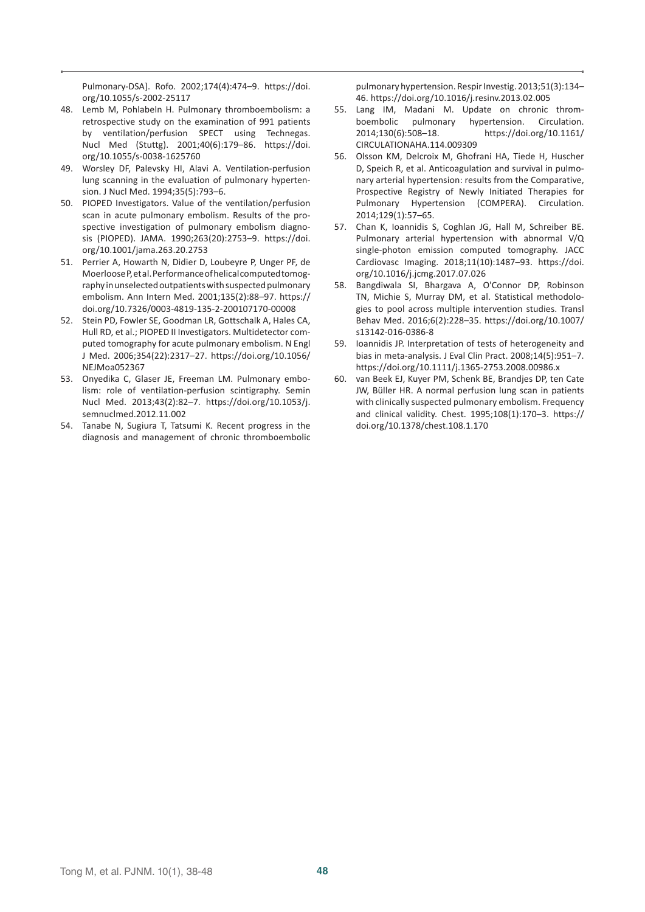Pulmonary-DSA]. Rofo. 2002;174(4):474–9. https://doi.org/10.1055/s-2002-25117

48. Lemb M, Pohlabeln H. Pulmonary thromboembolism: a retrospective study on the examination of 991 patients by ventilation/perfusion SPECT using Technegas. Nucl Med (Stuttg). 2001;40(6):179–86. https://doi.org/10.1055/s-0038-1625760
49. Worsley DF, Palevsky HI, Alavi A. Ventilation-perfusion lung scanning in the evaluation of pulmonary hypertension. J Nucl Med. 1994;35(5):793–6.
50. PIOPED Investigators. Value of the ventilation/perfusion scan in acute pulmonary embolism. Results of the prospective investigation of pulmonary embolism diagnosis (PIOPED). JAMA. 1990;263(20):2753–9. https://doi.org/10.1001/jama.263.20.2753
51. Perrier A, Howarth N, Didier D, Loubeyre P, Unger PF, de Moerloose P, et al. Performance of helical computed tomography in unselected outpatients with suspected pulmonary embolism. Ann Intern Med. 2001;135(2):88–97. https://doi.org/10.7326/0003-4819-135-2-200107170-00008
52. Stein PD, Fowler SE, Goodman LR, Gottschalk A, Hales CA, Hull RD, et al.; PIOPED II Investigators. Multidetector computed tomography for acute pulmonary embolism. N Engl J Med. 2006;354(22):2317–27. https://doi.org/10.1056/NEJMoa052367
53. Onyedika C, Glaser JE, Freeman LM. Pulmonary embolism: role of ventilation-perfusion scintigraphy. Semin Nucl Med. 2013;43(2):82–7. https://doi.org/10.1053/j.semnuclmed.2012.11.002
54. Tanabe N, Sugiura T, Tatsumi K. Recent progress in the diagnosis and management of chronic thromboembolic pulmonary hypertension. Respir Investig. 2013;51(3):134–46. https://doi.org/10.1016/j.resinv.2013.02.005
55. Lang IM, Madani M. Update on chronic thromboembolic pulmonary hypertension. Circulation. 2014;130(6):508–18. https://doi.org/10.1161/CIRCULATIONAHA.114.009309
56. Olsson KM, Delcroix M, Ghofrani HA, Tiede H, Huscher D, Speich R, et al. Anticoagulation and survival in pulmonary arterial hypertension: results from the Comparative, Prospective Registry of Newly Initiated Therapies for Pulmonary Hypertension (COMPERA). Circulation. 2014;129(1):57–65.
57. Chan K, Ioannidis S, Coghlan JG, Hall M, Schreiber BE. Pulmonary arterial hypertension with abnormal V/Q single-photon emission computed tomography. JACC Cardiovasc Imaging. 2018;11(10):1487–93. https://doi.org/10.1016/j.jcmg.2017.07.026
58. Bangdiwala SI, Bhargava A, O'Connor DP, Robinson TN, Michie S, Murray DM, et al. Statistical methodologies to pool across multiple intervention studies. Transl Behav Med. 2016;6(2):228–35. https://doi.org/10.1007/s13142-016-0386-8
59. Ioannidis JP. Interpretation of tests of heterogeneity and bias in meta-analysis. J Eval Clin Pract. 2008;14(5):951–7. https://doi.org/10.1111/j.1365-2753.2008.00986.x
60. van Beek EJ, Kuyer PM, Schenk BE, Brandjes DP, ten Cate JW, Büller HR. A normal perfusion lung scan in patients with clinically suspected pulmonary embolism. Frequency and clinical validity. Chest. 1995;108(1):170–3. https://doi.org/10.1378/chest.108.1.170